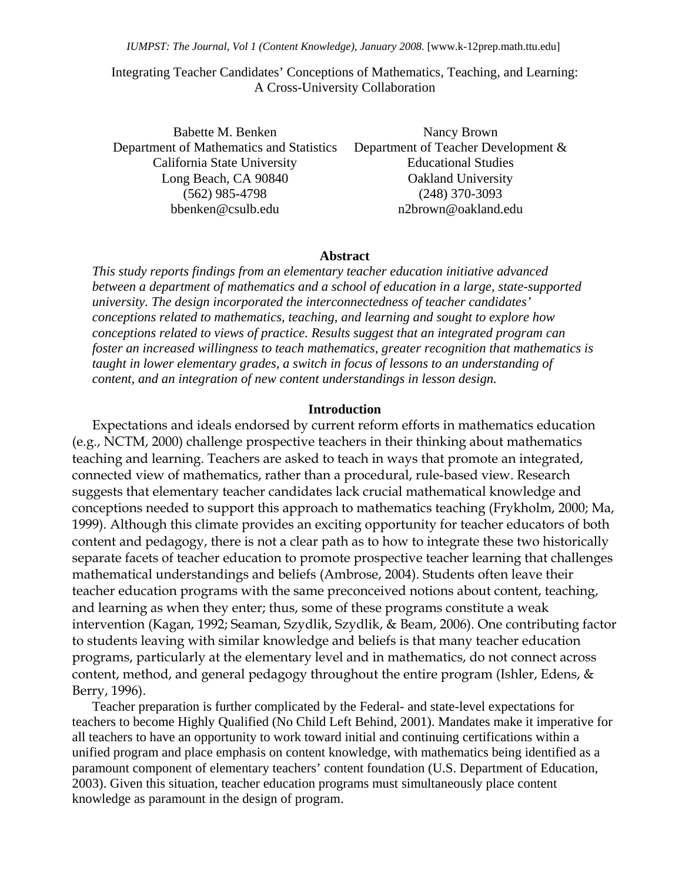# Integrating Teacher Candidates' Conceptions of Mathematics, Teaching, and Learning: A Cross-University Collaboration

Babette M. Benken
Department of Mathematics and Statistics
California State University
Long Beach, CA 90840
(562) 985-4798
bbenken@csulb.edu

Nancy Brown
Department of Teacher Development & Educational Studies
Oakland University
(248) 370-3093
n2brown@oakland.edu

## Abstract

*This study reports findings from an elementary teacher education initiative advanced between a department of mathematics and a school of education in a large, state-supported university. The design incorporated the interconnectedness of teacher candidates' conceptions related to mathematics, teaching, and learning and sought to explore how conceptions related to views of practice. Results suggest that an integrated program can foster an increased willingness to teach mathematics, greater recognition that mathematics is taught in lower elementary grades, a switch in focus of lessons to an understanding of content, and an integration of new content understandings in lesson design.*

## Introduction

Expectations and ideals endorsed by current reform efforts in mathematics education (e.g., NCTM, 2000) challenge prospective teachers in their thinking about mathematics teaching and learning. Teachers are asked to teach in ways that promote an integrated, connected view of mathematics, rather than a procedural, rule-based view. Research suggests that elementary teacher candidates lack crucial mathematical knowledge and conceptions needed to support this approach to mathematics teaching (Frykholm, 2000; Ma, 1999). Although this climate provides an exciting opportunity for teacher educators of both content and pedagogy, there is not a clear path as to how to integrate these two historically separate facets of teacher education to promote prospective teacher learning that challenges mathematical understandings and beliefs (Ambrose, 2004). Students often leave their teacher education programs with the same preconceived notions about content, teaching, and learning as when they enter; thus, some of these programs constitute a weak intervention (Kagan, 1992; Seaman, Szydlik, Szydlik, & Beam, 2006). One contributing factor to students leaving with similar knowledge and beliefs is that many teacher education programs, particularly at the elementary level and in mathematics, do not connect across content, method, and general pedagogy throughout the entire program (Ishler, Edens, & Berry, 1996).

Teacher preparation is further complicated by the Federal- and state-level expectations for teachers to become Highly Qualified (No Child Left Behind, 2001). Mandates make it imperative for all teachers to have an opportunity to work toward initial and continuing certifications within a unified program and place emphasis on content knowledge, with mathematics being identified as a paramount component of elementary teachers' content foundation (U.S. Department of Education, 2003). Given this situation, teacher education programs must simultaneously place content knowledge as paramount in the design of program.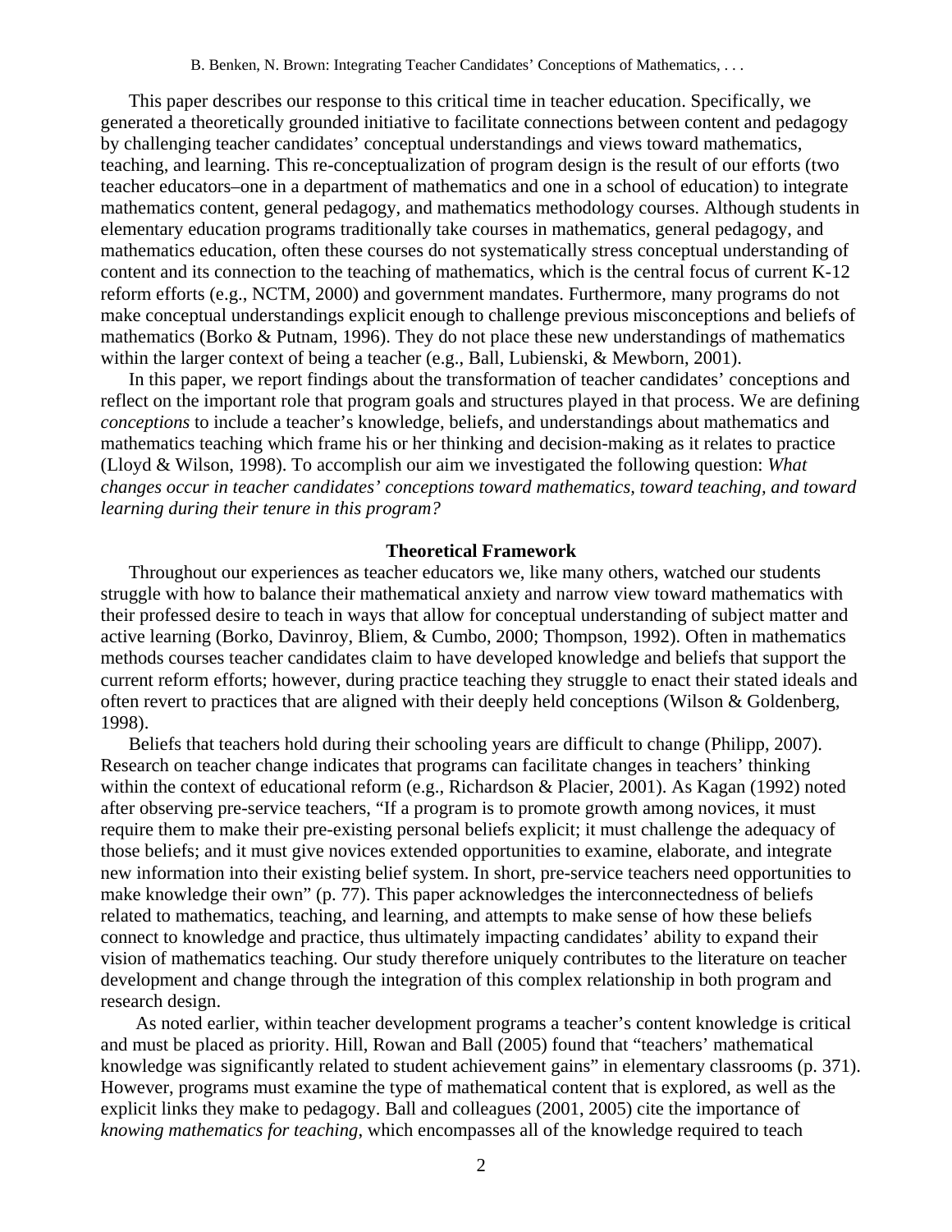This paper describes our response to this critical time in teacher education. Specifically, we generated a theoretically grounded initiative to facilitate connections between content and pedagogy by challenging teacher candidates' conceptual understandings and views toward mathematics, teaching, and learning. This re-conceptualization of program design is the result of our efforts (two teacher educators–one in a department of mathematics and one in a school of education) to integrate mathematics content, general pedagogy, and mathematics methodology courses. Although students in elementary education programs traditionally take courses in mathematics, general pedagogy, and mathematics education, often these courses do not systematically stress conceptual understanding of content and its connection to the teaching of mathematics, which is the central focus of current K-12 reform efforts (e.g., NCTM, 2000) and government mandates. Furthermore, many programs do not make conceptual understandings explicit enough to challenge previous misconceptions and beliefs of mathematics (Borko & Putnam, 1996). They do not place these new understandings of mathematics within the larger context of being a teacher (e.g., Ball, Lubienski, & Mewborn, 2001).

In this paper, we report findings about the transformation of teacher candidates' conceptions and reflect on the important role that program goals and structures played in that process. We are defining *conceptions* to include a teacher's knowledge, beliefs, and understandings about mathematics and mathematics teaching which frame his or her thinking and decision-making as it relates to practice (Lloyd & Wilson, 1998). To accomplish our aim we investigated the following question: *What changes occur in teacher candidates' conceptions toward mathematics, toward teaching, and toward learning during their tenure in this program?*

## Theoretical Framework

Throughout our experiences as teacher educators we, like many others, watched our students struggle with how to balance their mathematical anxiety and narrow view toward mathematics with their professed desire to teach in ways that allow for conceptual understanding of subject matter and active learning (Borko, Davinroy, Bliem, & Cumbo, 2000; Thompson, 1992). Often in mathematics methods courses teacher candidates claim to have developed knowledge and beliefs that support the current reform efforts; however, during practice teaching they struggle to enact their stated ideals and often revert to practices that are aligned with their deeply held conceptions (Wilson & Goldenberg, 1998).

Beliefs that teachers hold during their schooling years are difficult to change (Philipp, 2007). Research on teacher change indicates that programs can facilitate changes in teachers' thinking within the context of educational reform (e.g., Richardson & Placier, 2001). As Kagan (1992) noted after observing pre-service teachers, "If a program is to promote growth among novices, it must require them to make their pre-existing personal beliefs explicit; it must challenge the adequacy of those beliefs; and it must give novices extended opportunities to examine, elaborate, and integrate new information into their existing belief system. In short, pre-service teachers need opportunities to make knowledge their own" (p. 77). This paper acknowledges the interconnectedness of beliefs related to mathematics, teaching, and learning, and attempts to make sense of how these beliefs connect to knowledge and practice, thus ultimately impacting candidates' ability to expand their vision of mathematics teaching. Our study therefore uniquely contributes to the literature on teacher development and change through the integration of this complex relationship in both program and research design.

As noted earlier, within teacher development programs a teacher's content knowledge is critical and must be placed as priority. Hill, Rowan and Ball (2005) found that "teachers' mathematical knowledge was significantly related to student achievement gains" in elementary classrooms (p. 371). However, programs must examine the type of mathematical content that is explored, as well as the explicit links they make to pedagogy. Ball and colleagues (2001, 2005) cite the importance of *knowing mathematics for teaching*, which encompasses all of the knowledge required to teach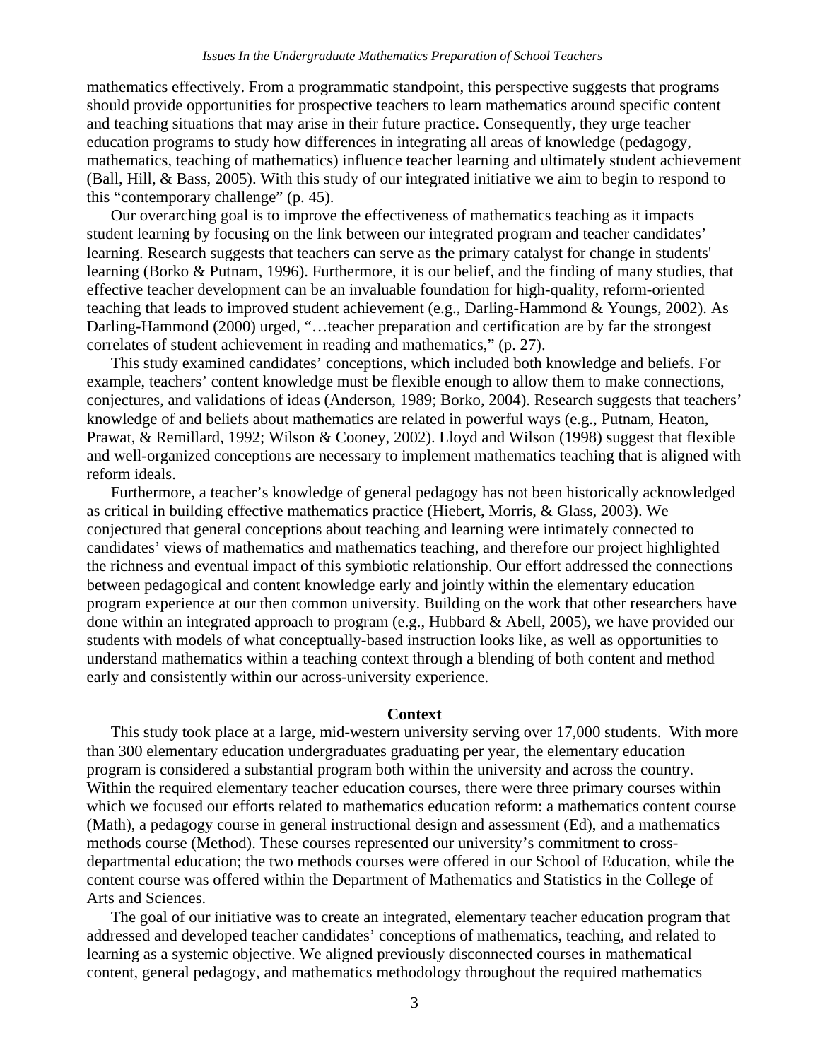mathematics effectively. From a programmatic standpoint, this perspective suggests that programs should provide opportunities for prospective teachers to learn mathematics around specific content and teaching situations that may arise in their future practice. Consequently, they urge teacher education programs to study how differences in integrating all areas of knowledge (pedagogy, mathematics, teaching of mathematics) influence teacher learning and ultimately student achievement (Ball, Hill, & Bass, 2005). With this study of our integrated initiative we aim to begin to respond to this "contemporary challenge" (p. 45).

Our overarching goal is to improve the effectiveness of mathematics teaching as it impacts student learning by focusing on the link between our integrated program and teacher candidates' learning. Research suggests that teachers can serve as the primary catalyst for change in students' learning (Borko & Putnam, 1996). Furthermore, it is our belief, and the finding of many studies, that effective teacher development can be an invaluable foundation for high-quality, reform-oriented teaching that leads to improved student achievement (e.g., Darling-Hammond & Youngs, 2002). As Darling-Hammond (2000) urged, "…teacher preparation and certification are by far the strongest correlates of student achievement in reading and mathematics," (p. 27).

This study examined candidates' conceptions, which included both knowledge and beliefs. For example, teachers' content knowledge must be flexible enough to allow them to make connections, conjectures, and validations of ideas (Anderson, 1989; Borko, 2004). Research suggests that teachers' knowledge of and beliefs about mathematics are related in powerful ways (e.g., Putnam, Heaton, Prawat, & Remillard, 1992; Wilson & Cooney, 2002). Lloyd and Wilson (1998) suggest that flexible and well-organized conceptions are necessary to implement mathematics teaching that is aligned with reform ideals.

Furthermore, a teacher's knowledge of general pedagogy has not been historically acknowledged as critical in building effective mathematics practice (Hiebert, Morris, & Glass, 2003). We conjectured that general conceptions about teaching and learning were intimately connected to candidates' views of mathematics and mathematics teaching, and therefore our project highlighted the richness and eventual impact of this symbiotic relationship. Our effort addressed the connections between pedagogical and content knowledge early and jointly within the elementary education program experience at our then common university. Building on the work that other researchers have done within an integrated approach to program (e.g., Hubbard & Abell, 2005), we have provided our students with models of what conceptually-based instruction looks like, as well as opportunities to understand mathematics within a teaching context through a blending of both content and method early and consistently within our across-university experience.

## Context

This study took place at a large, mid-western university serving over 17,000 students. With more than 300 elementary education undergraduates graduating per year, the elementary education program is considered a substantial program both within the university and across the country. Within the required elementary teacher education courses, there were three primary courses within which we focused our efforts related to mathematics education reform: a mathematics content course (Math), a pedagogy course in general instructional design and assessment (Ed), and a mathematics methods course (Method). These courses represented our university's commitment to cross-departmental education; the two methods courses were offered in our School of Education, while the content course was offered within the Department of Mathematics and Statistics in the College of Arts and Sciences.

The goal of our initiative was to create an integrated, elementary teacher education program that addressed and developed teacher candidates' conceptions of mathematics, teaching, and related to learning as a systemic objective. We aligned previously disconnected courses in mathematical content, general pedagogy, and mathematics methodology throughout the required mathematics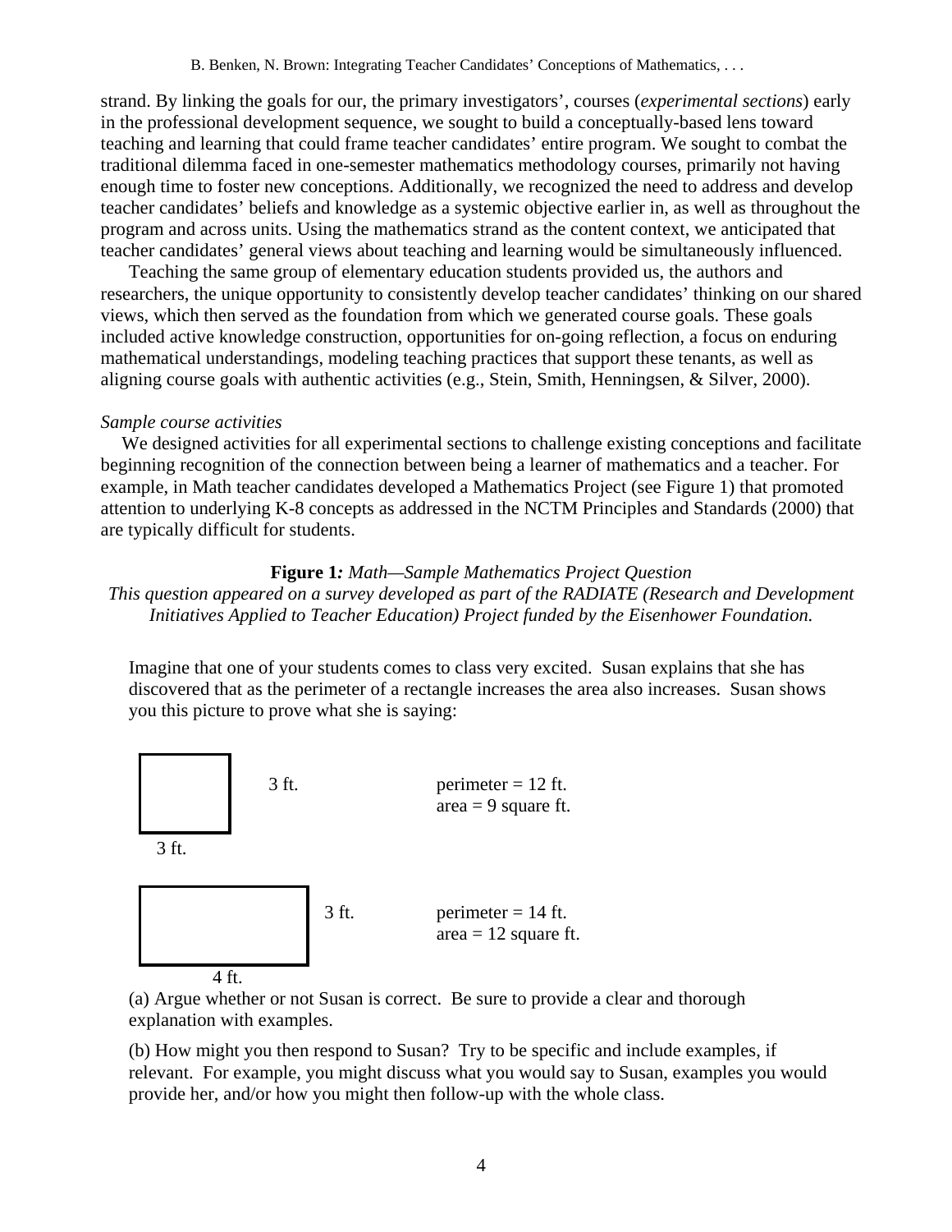strand. By linking the goals for our, the primary investigators', courses (*experimental sections*) early in the professional development sequence, we sought to build a conceptually-based lens toward teaching and learning that could frame teacher candidates' entire program. We sought to combat the traditional dilemma faced in one-semester mathematics methodology courses, primarily not having enough time to foster new conceptions. Additionally, we recognized the need to address and develop teacher candidates' beliefs and knowledge as a systemic objective earlier in, as well as throughout the program and across units. Using the mathematics strand as the content context, we anticipated that teacher candidates' general views about teaching and learning would be simultaneously influenced.

Teaching the same group of elementary education students provided us, the authors and researchers, the unique opportunity to consistently develop teacher candidates' thinking on our shared views, which then served as the foundation from which we generated course goals. These goals included active knowledge construction, opportunities for on-going reflection, a focus on enduring mathematical understandings, modeling teaching practices that support these tenants, as well as aligning course goals with authentic activities (e.g., Stein, Smith, Henningsen, & Silver, 2000).

*Sample course activities*

We designed activities for all experimental sections to challenge existing conceptions and facilitate beginning recognition of the connection between being a learner of mathematics and a teacher. For example, in Math teacher candidates developed a Mathematics Project (see Figure 1) that promoted attention to underlying K-8 concepts as addressed in the NCTM Principles and Standards (2000) that are typically difficult for students.

**Figure 1***: Math—Sample Mathematics Project Question*

*This question appeared on a survey developed as part of the RADIATE (Research and Development Initiatives Applied to Teacher Education) Project funded by the Eisenhower Foundation.*

Imagine that one of your students comes to class very excited. Susan explains that she has discovered that as the perimeter of a rectangle increases the area also increases. Susan shows you this picture to prove what she is saying:

3 ft. &nbsp;&nbsp; 3 ft. &nbsp;&nbsp; perimeter = 12 ft.
area = 9 square ft.

4 ft. &nbsp;&nbsp; 3 ft. &nbsp;&nbsp; perimeter = 14 ft.
area = 12 square ft.

(a) Argue whether or not Susan is correct. Be sure to provide a clear and thorough explanation with examples.

(b) How might you then respond to Susan? Try to be specific and include examples, if relevant. For example, you might discuss what you would say to Susan, examples you would provide her, and/or how you might then follow-up with the whole class.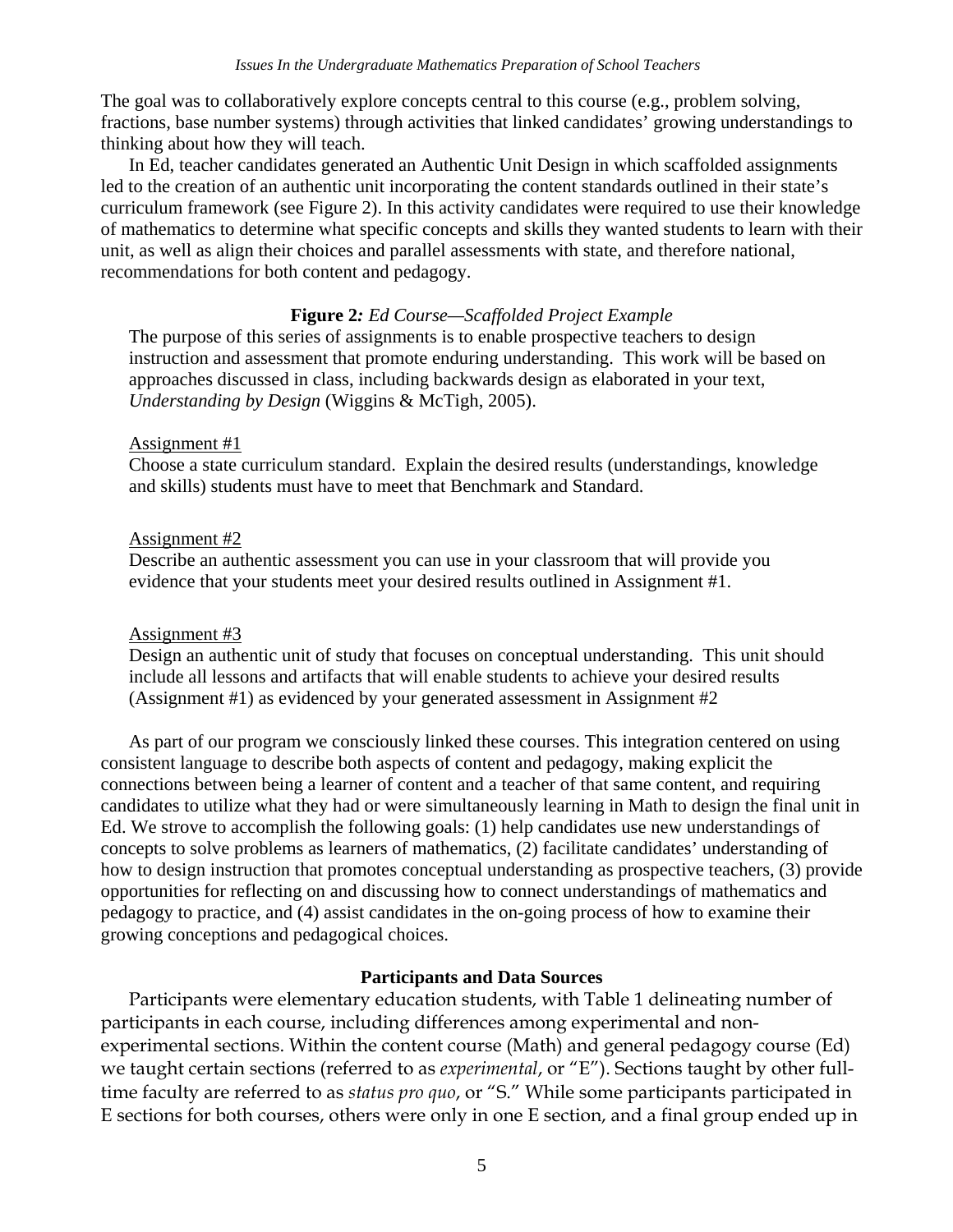The goal was to collaboratively explore concepts central to this course (e.g., problem solving, fractions, base number systems) through activities that linked candidates' growing understandings to thinking about how they will teach.

In Ed, teacher candidates generated an Authentic Unit Design in which scaffolded assignments led to the creation of an authentic unit incorporating the content standards outlined in their state's curriculum framework (see Figure 2). In this activity candidates were required to use their knowledge of mathematics to determine what specific concepts and skills they wanted students to learn with their unit, as well as align their choices and parallel assessments with state, and therefore national, recommendations for both content and pedagogy.

**Figure 2:** *Ed Course—Scaffolded Project Example*

The purpose of this series of assignments is to enable prospective teachers to design instruction and assessment that promote enduring understanding. This work will be based on approaches discussed in class, including backwards design as elaborated in your text, *Understanding by Design* (Wiggins & McTigh, 2005).

Assignment #1

Choose a state curriculum standard. Explain the desired results (understandings, knowledge and skills) students must have to meet that Benchmark and Standard.

Assignment #2

Describe an authentic assessment you can use in your classroom that will provide you evidence that your students meet your desired results outlined in Assignment #1.

Assignment #3

Design an authentic unit of study that focuses on conceptual understanding. This unit should include all lessons and artifacts that will enable students to achieve your desired results (Assignment #1) as evidenced by your generated assessment in Assignment #2

As part of our program we consciously linked these courses. This integration centered on using consistent language to describe both aspects of content and pedagogy, making explicit the connections between being a learner of content and a teacher of that same content, and requiring candidates to utilize what they had or were simultaneously learning in Math to design the final unit in Ed. We strove to accomplish the following goals: (1) help candidates use new understandings of concepts to solve problems as learners of mathematics, (2) facilitate candidates' understanding of how to design instruction that promotes conceptual understanding as prospective teachers, (3) provide opportunities for reflecting on and discussing how to connect understandings of mathematics and pedagogy to practice, and (4) assist candidates in the on-going process of how to examine their growing conceptions and pedagogical choices.

## Participants and Data Sources

Participants were elementary education students, with Table 1 delineating number of participants in each course, including differences among experimental and non-experimental sections. Within the content course (Math) and general pedagogy course (Ed) we taught certain sections (referred to as *experimental*, or "E"). Sections taught by other full-time faculty are referred to as *status pro quo*, or "S." While some participants participated in E sections for both courses, others were only in one E section, and a final group ended up in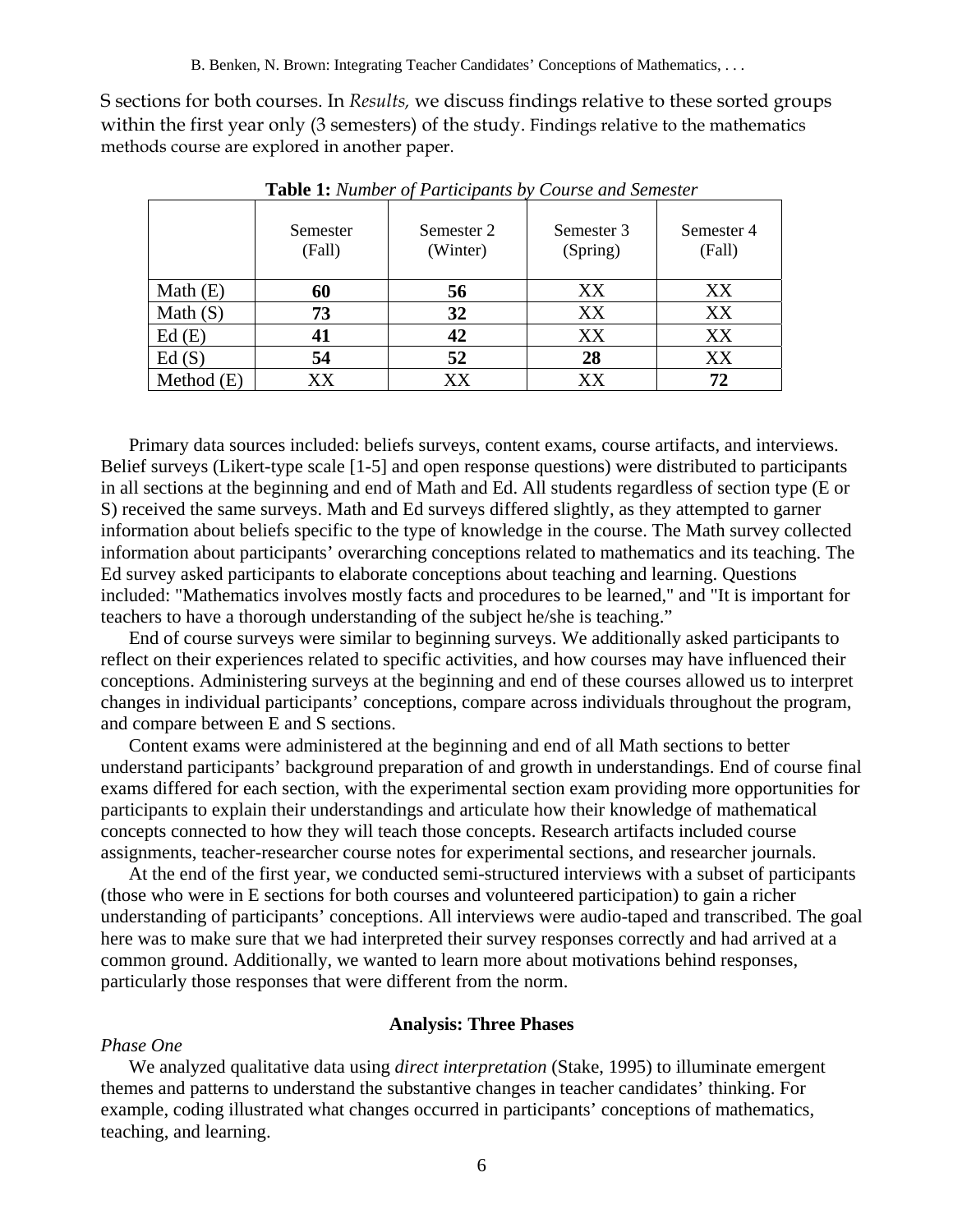S sections for both courses. In *Results,* we discuss findings relative to these sorted groups within the first year only (3 semesters) of the study. Findings relative to the mathematics methods course are explored in another paper.

**Table 1:** *Number of Participants by Course and Semester*

| | Semester (Fall) | Semester 2 (Winter) | Semester 3 (Spring) | Semester 4 (Fall) |
|---|---|---|---|---|
| Math (E) | **60** | **56** | XX | XX |
| Math (S) | **73** | **32** | XX | XX |
| Ed (E) | **41** | **42** | XX | XX |
| Ed (S) | **54** | **52** | **28** | XX |
| Method (E) | XX | XX | XX | **72** |

Primary data sources included: beliefs surveys, content exams, course artifacts, and interviews. Belief surveys (Likert-type scale [1-5] and open response questions) were distributed to participants in all sections at the beginning and end of Math and Ed. All students regardless of section type (E or S) received the same surveys. Math and Ed surveys differed slightly, as they attempted to garner information about beliefs specific to the type of knowledge in the course. The Math survey collected information about participants' overarching conceptions related to mathematics and its teaching. The Ed survey asked participants to elaborate conceptions about teaching and learning. Questions included: "Mathematics involves mostly facts and procedures to be learned," and "It is important for teachers to have a thorough understanding of the subject he/she is teaching."

End of course surveys were similar to beginning surveys. We additionally asked participants to reflect on their experiences related to specific activities, and how courses may have influenced their conceptions. Administering surveys at the beginning and end of these courses allowed us to interpret changes in individual participants' conceptions, compare across individuals throughout the program, and compare between E and S sections.

Content exams were administered at the beginning and end of all Math sections to better understand participants' background preparation of and growth in understandings. End of course final exams differed for each section, with the experimental section exam providing more opportunities for participants to explain their understandings and articulate how their knowledge of mathematical concepts connected to how they will teach those concepts. Research artifacts included course assignments, teacher-researcher course notes for experimental sections, and researcher journals.

At the end of the first year, we conducted semi-structured interviews with a subset of participants (those who were in E sections for both courses and volunteered participation) to gain a richer understanding of participants' conceptions. All interviews were audio-taped and transcribed. The goal here was to make sure that we had interpreted their survey responses correctly and had arrived at a common ground. Additionally, we wanted to learn more about motivations behind responses, particularly those responses that were different from the norm.

## Analysis: Three Phases

### *Phase One*

We analyzed qualitative data using *direct interpretation* (Stake, 1995) to illuminate emergent themes and patterns to understand the substantive changes in teacher candidates' thinking. For example, coding illustrated what changes occurred in participants' conceptions of mathematics, teaching, and learning.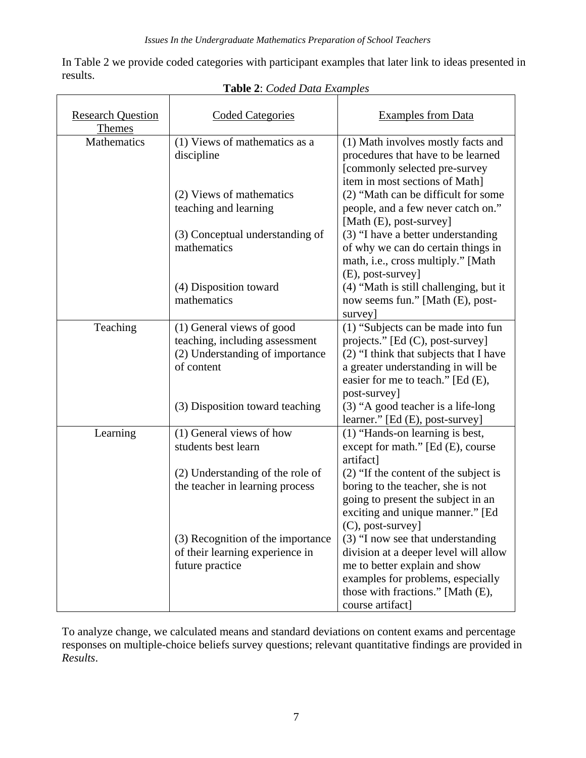In Table 2 we provide coded categories with participant examples that later link to ideas presented in results.

**Table 2**: *Coded Data Examples*

| Research Question Themes | Coded Categories | Examples from Data |
|---|---|---|
| Mathematics | (1) Views of mathematics as a discipline | (1) Math involves mostly facts and procedures that have to be learned [commonly selected pre-survey item in most sections of Math] |
| | (2) Views of mathematics teaching and learning | (2) "Math can be difficult for some people, and a few never catch on." [Math (E), post-survey] |
| | (3) Conceptual understanding of mathematics | (3) "I have a better understanding of why we can do certain things in math, i.e., cross multiply." [Math (E), post-survey] |
| | (4) Disposition toward mathematics | (4) "Math is still challenging, but it now seems fun." [Math (E), post-survey] |
| Teaching | (1) General views of good teaching, including assessment | (1) "Subjects can be made into fun projects." [Ed (C), post-survey] |
| | (2) Understanding of importance of content | (2) "I think that subjects that I have a greater understanding in will be easier for me to teach." [Ed (E), post-survey] |
| | (3) Disposition toward teaching | (3) "A good teacher is a life-long learner." [Ed (E), post-survey] |
| Learning | (1) General views of how students best learn | (1) "Hands-on learning is best, except for math." [Ed (E), course artifact] |
| | (2) Understanding of the role of the teacher in learning process | (2) "If the content of the subject is boring to the teacher, she is not going to present the subject in an exciting and unique manner." [Ed (C), post-survey] |
| | (3) Recognition of the importance of their learning experience in future practice | (3) "I now see that understanding division at a deeper level will allow me to better explain and show examples for problems, especially those with fractions." [Math (E), course artifact] |

To analyze change, we calculated means and standard deviations on content exams and percentage responses on multiple-choice beliefs survey questions; relevant quantitative findings are provided in *Results*.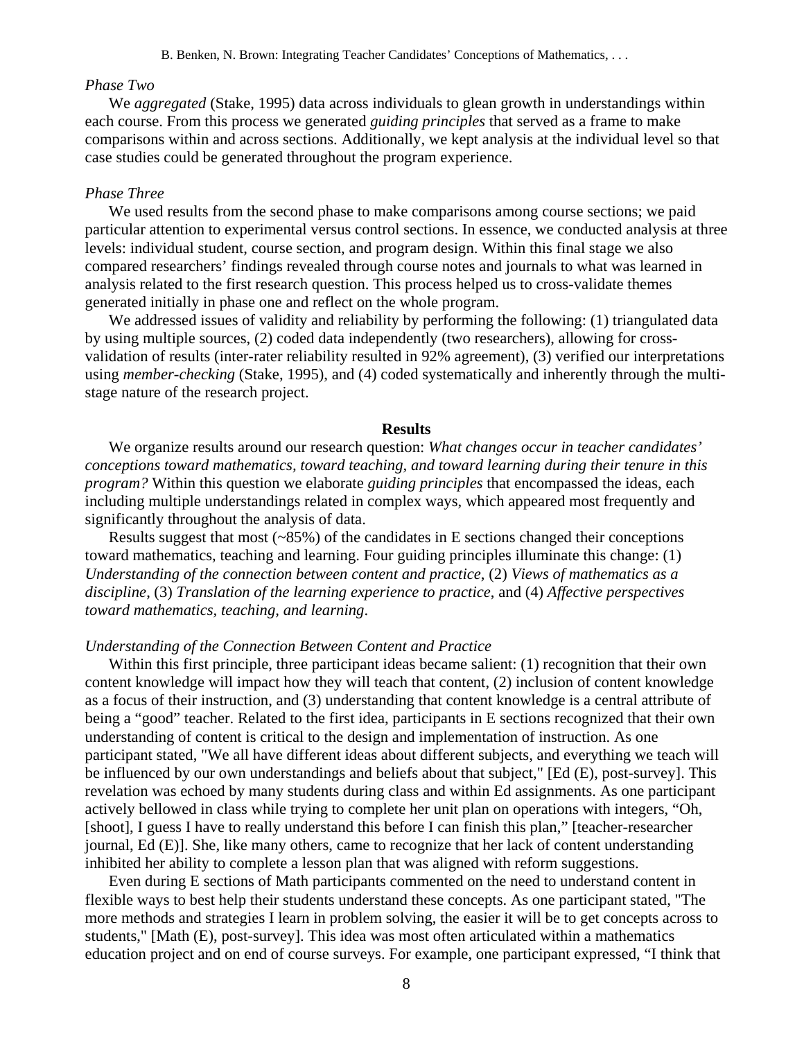*Phase Two*

We *aggregated* (Stake, 1995) data across individuals to glean growth in understandings within each course. From this process we generated *guiding principles* that served as a frame to make comparisons within and across sections. Additionally, we kept analysis at the individual level so that case studies could be generated throughout the program experience.

*Phase Three*

We used results from the second phase to make comparisons among course sections; we paid particular attention to experimental versus control sections. In essence, we conducted analysis at three levels: individual student, course section, and program design. Within this final stage we also compared researchers' findings revealed through course notes and journals to what was learned in analysis related to the first research question. This process helped us to cross-validate themes generated initially in phase one and reflect on the whole program.

We addressed issues of validity and reliability by performing the following: (1) triangulated data by using multiple sources, (2) coded data independently (two researchers), allowing for cross-validation of results (inter-rater reliability resulted in 92% agreement), (3) verified our interpretations using *member-checking* (Stake, 1995), and (4) coded systematically and inherently through the multi-stage nature of the research project.

## Results

We organize results around our research question: *What changes occur in teacher candidates' conceptions toward mathematics, toward teaching, and toward learning during their tenure in this program?* Within this question we elaborate *guiding principles* that encompassed the ideas, each including multiple understandings related in complex ways, which appeared most frequently and significantly throughout the analysis of data.

Results suggest that most (~85%) of the candidates in E sections changed their conceptions toward mathematics, teaching and learning. Four guiding principles illuminate this change: (1) *Understanding of the connection between content and practice*, (2) *Views of mathematics as a discipline*, (3) *Translation of the learning experience to practice*, and (4) *Affective perspectives toward mathematics, teaching, and learning*.

*Understanding of the Connection Between Content and Practice*

Within this first principle, three participant ideas became salient: (1) recognition that their own content knowledge will impact how they will teach that content, (2) inclusion of content knowledge as a focus of their instruction, and (3) understanding that content knowledge is a central attribute of being a "good" teacher. Related to the first idea, participants in E sections recognized that their own understanding of content is critical to the design and implementation of instruction. As one participant stated, "We all have different ideas about different subjects, and everything we teach will be influenced by our own understandings and beliefs about that subject," [Ed (E), post-survey]. This revelation was echoed by many students during class and within Ed assignments. As one participant actively bellowed in class while trying to complete her unit plan on operations with integers, "Oh, [shoot], I guess I have to really understand this before I can finish this plan," [teacher-researcher journal, Ed (E)]. She, like many others, came to recognize that her lack of content understanding inhibited her ability to complete a lesson plan that was aligned with reform suggestions.

Even during E sections of Math participants commented on the need to understand content in flexible ways to best help their students understand these concepts. As one participant stated, "The more methods and strategies I learn in problem solving, the easier it will be to get concepts across to students," [Math (E), post-survey]. This idea was most often articulated within a mathematics education project and on end of course surveys. For example, one participant expressed, "I think that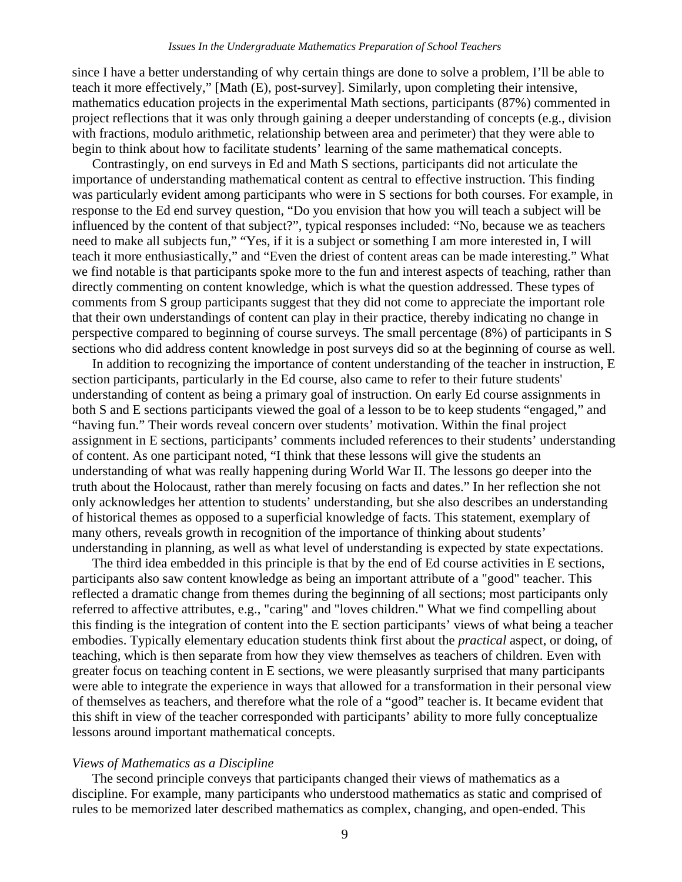since I have a better understanding of why certain things are done to solve a problem, I'll be able to teach it more effectively," [Math (E), post-survey]. Similarly, upon completing their intensive, mathematics education projects in the experimental Math sections, participants (87%) commented in project reflections that it was only through gaining a deeper understanding of concepts (e.g., division with fractions, modulo arithmetic, relationship between area and perimeter) that they were able to begin to think about how to facilitate students' learning of the same mathematical concepts.

Contrastingly, on end surveys in Ed and Math S sections, participants did not articulate the importance of understanding mathematical content as central to effective instruction. This finding was particularly evident among participants who were in S sections for both courses. For example, in response to the Ed end survey question, "Do you envision that how you will teach a subject will be influenced by the content of that subject?", typical responses included: "No, because we as teachers need to make all subjects fun," "Yes, if it is a subject or something I am more interested in, I will teach it more enthusiastically," and "Even the driest of content areas can be made interesting." What we find notable is that participants spoke more to the fun and interest aspects of teaching, rather than directly commenting on content knowledge, which is what the question addressed. These types of comments from S group participants suggest that they did not come to appreciate the important role that their own understandings of content can play in their practice, thereby indicating no change in perspective compared to beginning of course surveys. The small percentage (8%) of participants in S sections who did address content knowledge in post surveys did so at the beginning of course as well.

In addition to recognizing the importance of content understanding of the teacher in instruction, E section participants, particularly in the Ed course, also came to refer to their future students' understanding of content as being a primary goal of instruction. On early Ed course assignments in both S and E sections participants viewed the goal of a lesson to be to keep students "engaged," and "having fun." Their words reveal concern over students' motivation. Within the final project assignment in E sections, participants' comments included references to their students' understanding of content. As one participant noted, "I think that these lessons will give the students an understanding of what was really happening during World War II. The lessons go deeper into the truth about the Holocaust, rather than merely focusing on facts and dates." In her reflection she not only acknowledges her attention to students' understanding, but she also describes an understanding of historical themes as opposed to a superficial knowledge of facts. This statement, exemplary of many others, reveals growth in recognition of the importance of thinking about students' understanding in planning, as well as what level of understanding is expected by state expectations.

The third idea embedded in this principle is that by the end of Ed course activities in E sections, participants also saw content knowledge as being an important attribute of a "good" teacher. This reflected a dramatic change from themes during the beginning of all sections; most participants only referred to affective attributes, e.g., "caring" and "loves children." What we find compelling about this finding is the integration of content into the E section participants' views of what being a teacher embodies. Typically elementary education students think first about the *practical* aspect, or doing, of teaching, which is then separate from how they view themselves as teachers of children. Even with greater focus on teaching content in E sections, we were pleasantly surprised that many participants were able to integrate the experience in ways that allowed for a transformation in their personal view of themselves as teachers, and therefore what the role of a "good" teacher is. It became evident that this shift in view of the teacher corresponded with participants' ability to more fully conceptualize lessons around important mathematical concepts.

### *Views of Mathematics as a Discipline*

The second principle conveys that participants changed their views of mathematics as a discipline. For example, many participants who understood mathematics as static and comprised of rules to be memorized later described mathematics as complex, changing, and open-ended. This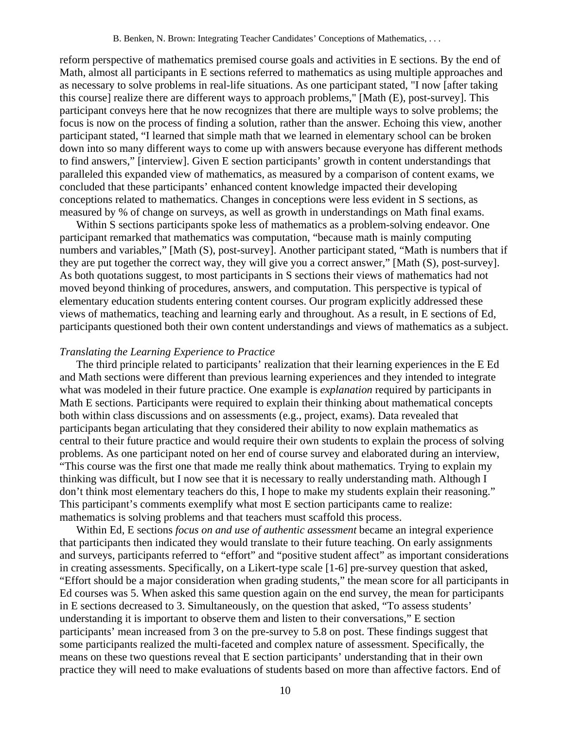reform perspective of mathematics premised course goals and activities in E sections. By the end of Math, almost all participants in E sections referred to mathematics as using multiple approaches and as necessary to solve problems in real-life situations. As one participant stated, "I now [after taking this course] realize there are different ways to approach problems," [Math (E), post-survey]. This participant conveys here that he now recognizes that there are multiple ways to solve problems; the focus is now on the process of finding a solution, rather than the answer. Echoing this view, another participant stated, "I learned that simple math that we learned in elementary school can be broken down into so many different ways to come up with answers because everyone has different methods to find answers," [interview]. Given E section participants' growth in content understandings that paralleled this expanded view of mathematics, as measured by a comparison of content exams, we concluded that these participants' enhanced content knowledge impacted their developing conceptions related to mathematics. Changes in conceptions were less evident in S sections, as measured by % of change on surveys, as well as growth in understandings on Math final exams.

Within S sections participants spoke less of mathematics as a problem-solving endeavor. One participant remarked that mathematics was computation, "because math is mainly computing numbers and variables," [Math (S), post-survey]. Another participant stated, "Math is numbers that if they are put together the correct way, they will give you a correct answer," [Math (S), post-survey]. As both quotations suggest, to most participants in S sections their views of mathematics had not moved beyond thinking of procedures, answers, and computation. This perspective is typical of elementary education students entering content courses. Our program explicitly addressed these views of mathematics, teaching and learning early and throughout. As a result, in E sections of Ed, participants questioned both their own content understandings and views of mathematics as a subject.

*Translating the Learning Experience to Practice*

The third principle related to participants' realization that their learning experiences in the E Ed and Math sections were different than previous learning experiences and they intended to integrate what was modeled in their future practice. One example is *explanation* required by participants in Math E sections. Participants were required to explain their thinking about mathematical concepts both within class discussions and on assessments (e.g., project, exams). Data revealed that participants began articulating that they considered their ability to now explain mathematics as central to their future practice and would require their own students to explain the process of solving problems. As one participant noted on her end of course survey and elaborated during an interview, "This course was the first one that made me really think about mathematics. Trying to explain my thinking was difficult, but I now see that it is necessary to really understanding math. Although I don't think most elementary teachers do this, I hope to make my students explain their reasoning." This participant's comments exemplify what most E section participants came to realize: mathematics is solving problems and that teachers must scaffold this process.

Within Ed, E sections *focus on and use of authentic assessment* became an integral experience that participants then indicated they would translate to their future teaching. On early assignments and surveys, participants referred to "effort" and "positive student affect" as important considerations in creating assessments. Specifically, on a Likert-type scale [1-6] pre-survey question that asked, "Effort should be a major consideration when grading students," the mean score for all participants in Ed courses was 5. When asked this same question again on the end survey, the mean for participants in E sections decreased to 3. Simultaneously, on the question that asked, "To assess students' understanding it is important to observe them and listen to their conversations," E section participants' mean increased from 3 on the pre-survey to 5.8 on post. These findings suggest that some participants realized the multi-faceted and complex nature of assessment. Specifically, the means on these two questions reveal that E section participants' understanding that in their own practice they will need to make evaluations of students based on more than affective factors. End of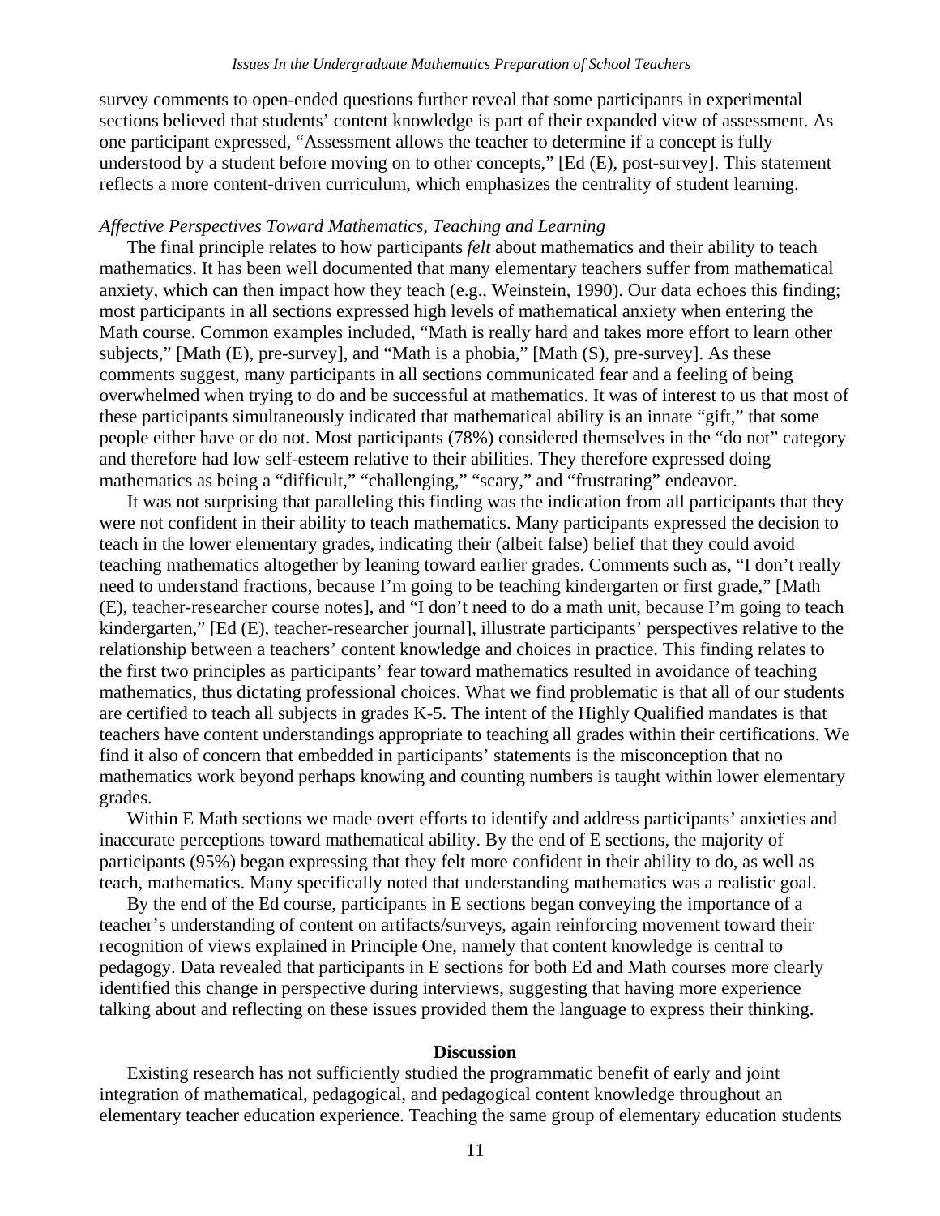survey comments to open-ended questions further reveal that some participants in experimental sections believed that students' content knowledge is part of their expanded view of assessment. As one participant expressed, "Assessment allows the teacher to determine if a concept is fully understood by a student before moving on to other concepts," [Ed (E), post-survey]. This statement reflects a more content-driven curriculum, which emphasizes the centrality of student learning.

*Affective Perspectives Toward Mathematics, Teaching and Learning*

The final principle relates to how participants *felt* about mathematics and their ability to teach mathematics. It has been well documented that many elementary teachers suffer from mathematical anxiety, which can then impact how they teach (e.g., Weinstein, 1990). Our data echoes this finding; most participants in all sections expressed high levels of mathematical anxiety when entering the Math course. Common examples included, "Math is really hard and takes more effort to learn other subjects," [Math (E), pre-survey], and "Math is a phobia," [Math (S), pre-survey]. As these comments suggest, many participants in all sections communicated fear and a feeling of being overwhelmed when trying to do and be successful at mathematics. It was of interest to us that most of these participants simultaneously indicated that mathematical ability is an innate "gift," that some people either have or do not. Most participants (78%) considered themselves in the "do not" category and therefore had low self-esteem relative to their abilities. They therefore expressed doing mathematics as being a "difficult," "challenging," "scary," and "frustrating" endeavor.

It was not surprising that paralleling this finding was the indication from all participants that they were not confident in their ability to teach mathematics. Many participants expressed the decision to teach in the lower elementary grades, indicating their (albeit false) belief that they could avoid teaching mathematics altogether by leaning toward earlier grades. Comments such as, "I don't really need to understand fractions, because I'm going to be teaching kindergarten or first grade," [Math (E), teacher-researcher course notes], and "I don't need to do a math unit, because I'm going to teach kindergarten," [Ed (E), teacher-researcher journal], illustrate participants' perspectives relative to the relationship between a teachers' content knowledge and choices in practice. This finding relates to the first two principles as participants' fear toward mathematics resulted in avoidance of teaching mathematics, thus dictating professional choices. What we find problematic is that all of our students are certified to teach all subjects in grades K-5. The intent of the Highly Qualified mandates is that teachers have content understandings appropriate to teaching all grades within their certifications. We find it also of concern that embedded in participants' statements is the misconception that no mathematics work beyond perhaps knowing and counting numbers is taught within lower elementary grades.

Within E Math sections we made overt efforts to identify and address participants' anxieties and inaccurate perceptions toward mathematical ability. By the end of E sections, the majority of participants (95%) began expressing that they felt more confident in their ability to do, as well as teach, mathematics. Many specifically noted that understanding mathematics was a realistic goal.

By the end of the Ed course, participants in E sections began conveying the importance of a teacher's understanding of content on artifacts/surveys, again reinforcing movement toward their recognition of views explained in Principle One, namely that content knowledge is central to pedagogy. Data revealed that participants in E sections for both Ed and Math courses more clearly identified this change in perspective during interviews, suggesting that having more experience talking about and reflecting on these issues provided them the language to express their thinking.

## Discussion

Existing research has not sufficiently studied the programmatic benefit of early and joint integration of mathematical, pedagogical, and pedagogical content knowledge throughout an elementary teacher education experience. Teaching the same group of elementary education students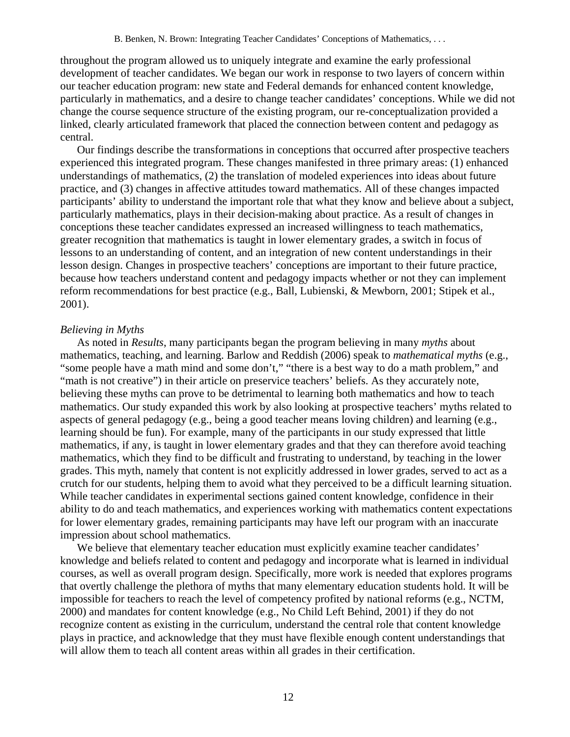throughout the program allowed us to uniquely integrate and examine the early professional development of teacher candidates. We began our work in response to two layers of concern within our teacher education program: new state and Federal demands for enhanced content knowledge, particularly in mathematics, and a desire to change teacher candidates' conceptions. While we did not change the course sequence structure of the existing program, our re-conceptualization provided a linked, clearly articulated framework that placed the connection between content and pedagogy as central.

Our findings describe the transformations in conceptions that occurred after prospective teachers experienced this integrated program. These changes manifested in three primary areas: (1) enhanced understandings of mathematics, (2) the translation of modeled experiences into ideas about future practice, and (3) changes in affective attitudes toward mathematics. All of these changes impacted participants' ability to understand the important role that what they know and believe about a subject, particularly mathematics, plays in their decision-making about practice. As a result of changes in conceptions these teacher candidates expressed an increased willingness to teach mathematics, greater recognition that mathematics is taught in lower elementary grades, a switch in focus of lessons to an understanding of content, and an integration of new content understandings in their lesson design. Changes in prospective teachers' conceptions are important to their future practice, because how teachers understand content and pedagogy impacts whether or not they can implement reform recommendations for best practice (e.g., Ball, Lubienski, & Mewborn, 2001; Stipek et al., 2001).

*Believing in Myths*

As noted in *Results*, many participants began the program believing in many *myths* about mathematics, teaching, and learning. Barlow and Reddish (2006) speak to *mathematical myths* (e.g., "some people have a math mind and some don't," "there is a best way to do a math problem," and "math is not creative") in their article on preservice teachers' beliefs. As they accurately note, believing these myths can prove to be detrimental to learning both mathematics and how to teach mathematics. Our study expanded this work by also looking at prospective teachers' myths related to aspects of general pedagogy (e.g., being a good teacher means loving children) and learning (e.g., learning should be fun). For example, many of the participants in our study expressed that little mathematics, if any, is taught in lower elementary grades and that they can therefore avoid teaching mathematics, which they find to be difficult and frustrating to understand, by teaching in the lower grades. This myth, namely that content is not explicitly addressed in lower grades, served to act as a crutch for our students, helping them to avoid what they perceived to be a difficult learning situation. While teacher candidates in experimental sections gained content knowledge, confidence in their ability to do and teach mathematics, and experiences working with mathematics content expectations for lower elementary grades, remaining participants may have left our program with an inaccurate impression about school mathematics.

We believe that elementary teacher education must explicitly examine teacher candidates' knowledge and beliefs related to content and pedagogy and incorporate what is learned in individual courses, as well as overall program design. Specifically, more work is needed that explores programs that overtly challenge the plethora of myths that many elementary education students hold. It will be impossible for teachers to reach the level of competency profited by national reforms (e.g., NCTM, 2000) and mandates for content knowledge (e.g., No Child Left Behind, 2001) if they do not recognize content as existing in the curriculum, understand the central role that content knowledge plays in practice, and acknowledge that they must have flexible enough content understandings that will allow them to teach all content areas within all grades in their certification.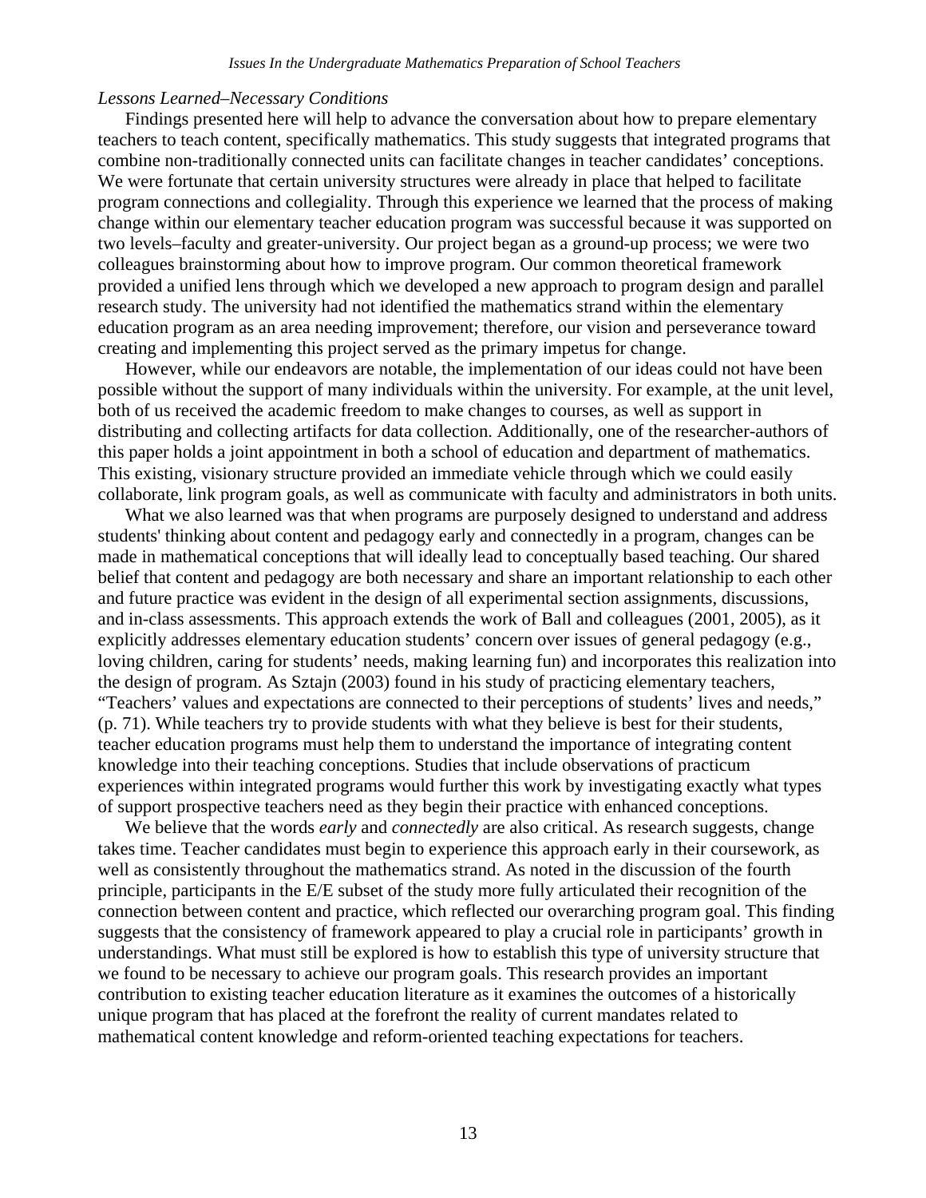*Lessons Learned–Necessary Conditions*

Findings presented here will help to advance the conversation about how to prepare elementary teachers to teach content, specifically mathematics. This study suggests that integrated programs that combine non-traditionally connected units can facilitate changes in teacher candidates' conceptions. We were fortunate that certain university structures were already in place that helped to facilitate program connections and collegiality. Through this experience we learned that the process of making change within our elementary teacher education program was successful because it was supported on two levels–faculty and greater-university. Our project began as a ground-up process; we were two colleagues brainstorming about how to improve program. Our common theoretical framework provided a unified lens through which we developed a new approach to program design and parallel research study. The university had not identified the mathematics strand within the elementary education program as an area needing improvement; therefore, our vision and perseverance toward creating and implementing this project served as the primary impetus for change.

However, while our endeavors are notable, the implementation of our ideas could not have been possible without the support of many individuals within the university. For example, at the unit level, both of us received the academic freedom to make changes to courses, as well as support in distributing and collecting artifacts for data collection. Additionally, one of the researcher-authors of this paper holds a joint appointment in both a school of education and department of mathematics. This existing, visionary structure provided an immediate vehicle through which we could easily collaborate, link program goals, as well as communicate with faculty and administrators in both units.

What we also learned was that when programs are purposely designed to understand and address students' thinking about content and pedagogy early and connectedly in a program, changes can be made in mathematical conceptions that will ideally lead to conceptually based teaching. Our shared belief that content and pedagogy are both necessary and share an important relationship to each other and future practice was evident in the design of all experimental section assignments, discussions, and in-class assessments. This approach extends the work of Ball and colleagues (2001, 2005), as it explicitly addresses elementary education students' concern over issues of general pedagogy (e.g., loving children, caring for students' needs, making learning fun) and incorporates this realization into the design of program. As Sztajn (2003) found in his study of practicing elementary teachers, "Teachers' values and expectations are connected to their perceptions of students' lives and needs," (p. 71). While teachers try to provide students with what they believe is best for their students, teacher education programs must help them to understand the importance of integrating content knowledge into their teaching conceptions. Studies that include observations of practicum experiences within integrated programs would further this work by investigating exactly what types of support prospective teachers need as they begin their practice with enhanced conceptions.

We believe that the words *early* and *connectedly* are also critical. As research suggests, change takes time. Teacher candidates must begin to experience this approach early in their coursework, as well as consistently throughout the mathematics strand. As noted in the discussion of the fourth principle, participants in the E/E subset of the study more fully articulated their recognition of the connection between content and practice, which reflected our overarching program goal. This finding suggests that the consistency of framework appeared to play a crucial role in participants' growth in understandings. What must still be explored is how to establish this type of university structure that we found to be necessary to achieve our program goals. This research provides an important contribution to existing teacher education literature as it examines the outcomes of a historically unique program that has placed at the forefront the reality of current mandates related to mathematical content knowledge and reform-oriented teaching expectations for teachers.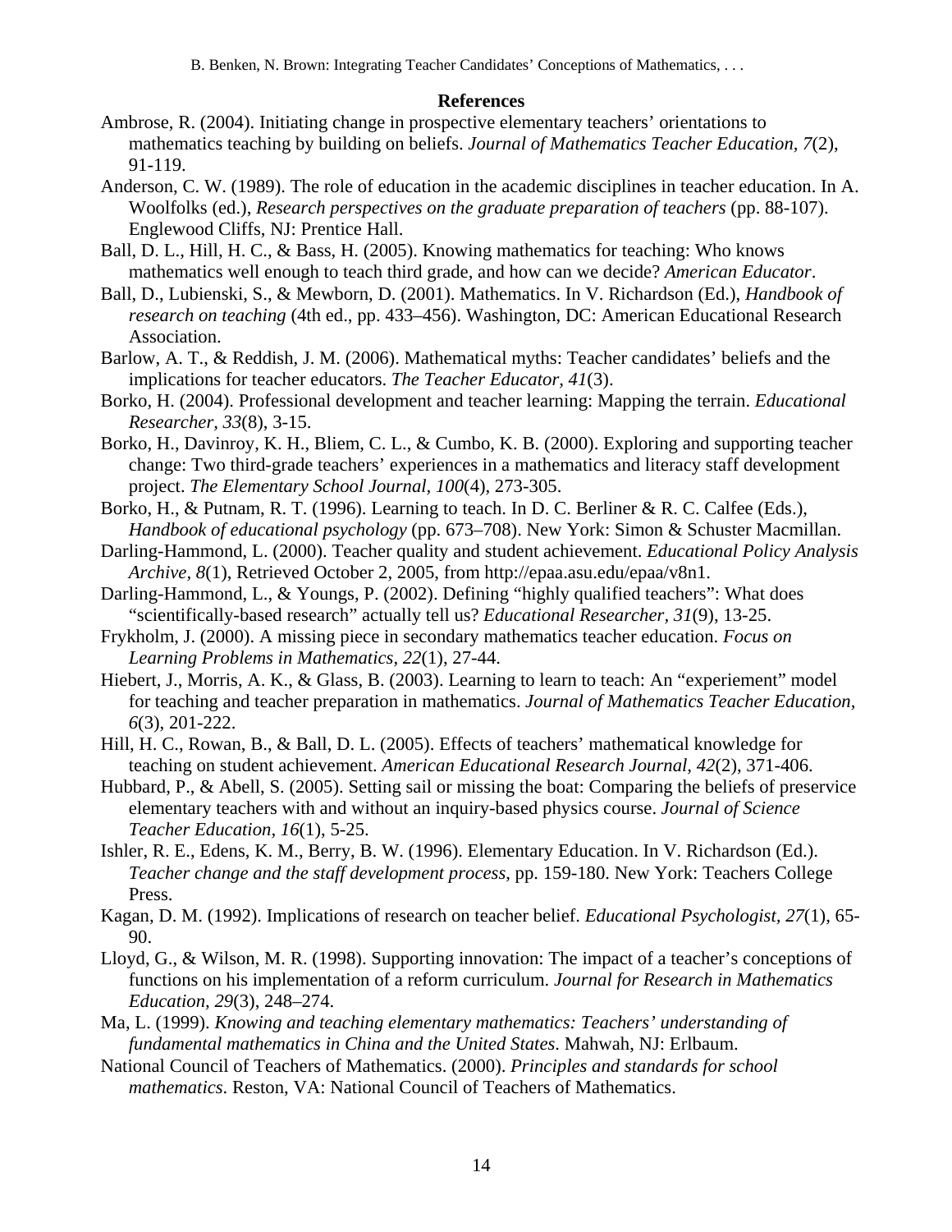## References

Ambrose, R. (2004). Initiating change in prospective elementary teachers' orientations to mathematics teaching by building on beliefs. *Journal of Mathematics Teacher Education, 7*(2), 91-119.

Anderson, C. W. (1989). The role of education in the academic disciplines in teacher education. In A. Woolfolks (ed.), *Research perspectives on the graduate preparation of teachers* (pp. 88-107). Englewood Cliffs, NJ: Prentice Hall.

Ball, D. L., Hill, H. C., & Bass, H. (2005). Knowing mathematics for teaching: Who knows mathematics well enough to teach third grade, and how can we decide? *American Educator*.

Ball, D., Lubienski, S., & Mewborn, D. (2001). Mathematics. In V. Richardson (Ed.), *Handbook of research on teaching* (4th ed., pp. 433–456). Washington, DC: American Educational Research Association.

Barlow, A. T., & Reddish, J. M. (2006). Mathematical myths: Teacher candidates' beliefs and the implications for teacher educators. *The Teacher Educator, 41*(3).

Borko, H. (2004). Professional development and teacher learning: Mapping the terrain. *Educational Researcher, 33*(8), 3-15.

Borko, H., Davinroy, K. H., Bliem, C. L., & Cumbo, K. B. (2000). Exploring and supporting teacher change: Two third-grade teachers' experiences in a mathematics and literacy staff development project. *The Elementary School Journal, 100*(4), 273-305.

Borko, H., & Putnam, R. T. (1996). Learning to teach. In D. C. Berliner & R. C. Calfee (Eds.), *Handbook of educational psychology* (pp. 673–708). New York: Simon & Schuster Macmillan.

Darling-Hammond, L. (2000). Teacher quality and student achievement. *Educational Policy Analysis Archive, 8*(1), Retrieved October 2, 2005, from http://epaa.asu.edu/epaa/v8n1.

Darling-Hammond, L., & Youngs, P. (2002). Defining "highly qualified teachers": What does "scientifically-based research" actually tell us? *Educational Researcher, 31*(9), 13-25.

Frykholm, J. (2000). A missing piece in secondary mathematics teacher education. *Focus on Learning Problems in Mathematics, 22*(1), 27-44.

Hiebert, J., Morris, A. K., & Glass, B. (2003). Learning to learn to teach: An "experiement" model for teaching and teacher preparation in mathematics. *Journal of Mathematics Teacher Education, 6*(3), 201-222.

Hill, H. C., Rowan, B., & Ball, D. L. (2005). Effects of teachers' mathematical knowledge for teaching on student achievement. *American Educational Research Journal, 42*(2), 371-406.

Hubbard, P., & Abell, S. (2005). Setting sail or missing the boat: Comparing the beliefs of preservice elementary teachers with and without an inquiry-based physics course. *Journal of Science Teacher Education, 16*(1), 5-25.

Ishler, R. E., Edens, K. M., Berry, B. W. (1996). Elementary Education. In V. Richardson (Ed.). *Teacher change and the staff development process*, pp. 159-180. New York: Teachers College Press.

Kagan, D. M. (1992). Implications of research on teacher belief. *Educational Psychologist, 27*(1), 65-90.

Lloyd, G., & Wilson, M. R. (1998). Supporting innovation: The impact of a teacher's conceptions of functions on his implementation of a reform curriculum. *Journal for Research in Mathematics Education, 29*(3), 248–274.

Ma, L. (1999). *Knowing and teaching elementary mathematics: Teachers' understanding of fundamental mathematics in China and the United States*. Mahwah, NJ: Erlbaum.

National Council of Teachers of Mathematics. (2000). *Principles and standards for school mathematics*. Reston, VA: National Council of Teachers of Mathematics.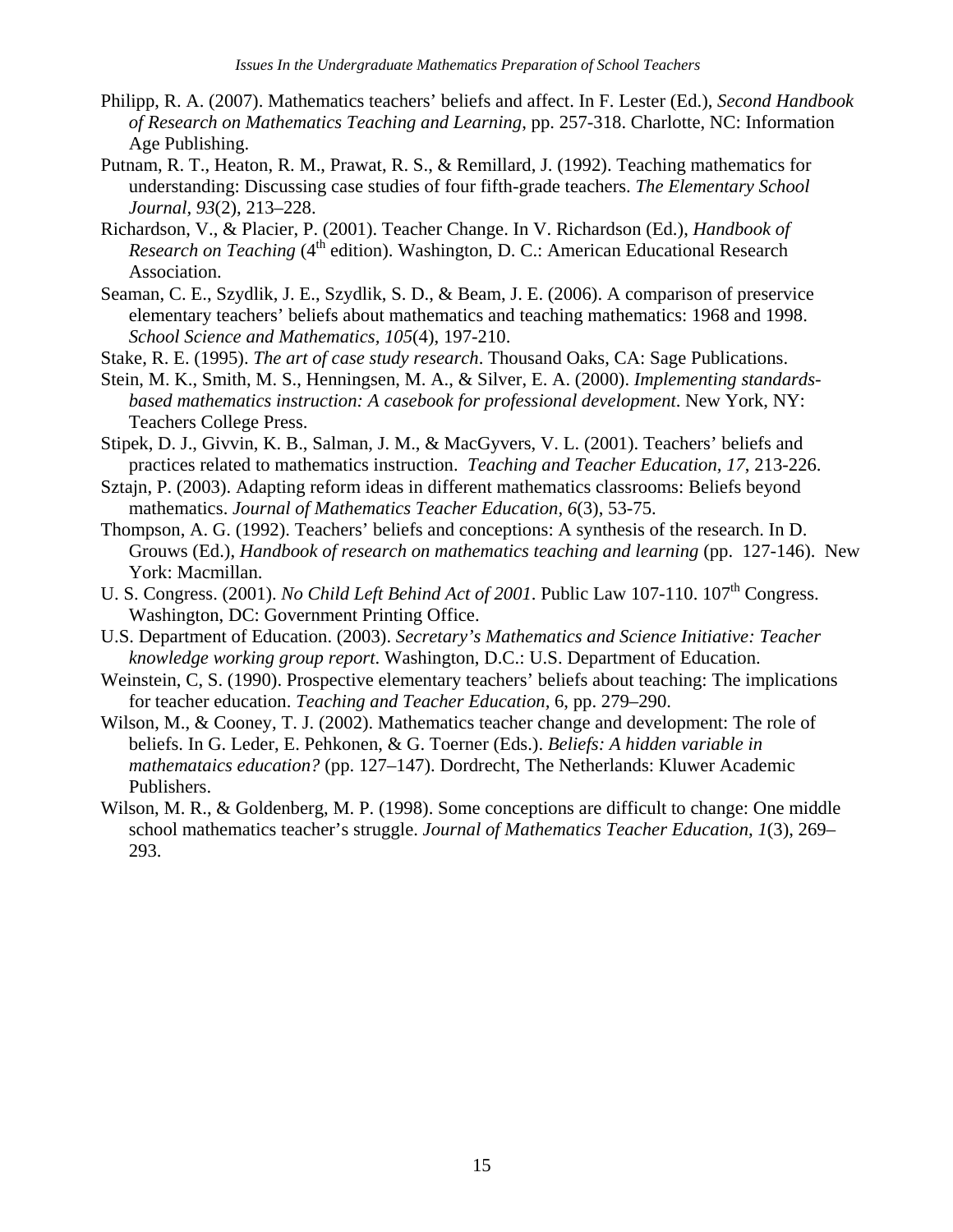Philipp, R. A. (2007). Mathematics teachers' beliefs and affect. In F. Lester (Ed.), *Second Handbook of Research on Mathematics Teaching and Learning*, pp. 257-318. Charlotte, NC: Information Age Publishing.

Putnam, R. T., Heaton, R. M., Prawat, R. S., & Remillard, J. (1992). Teaching mathematics for understanding: Discussing case studies of four fifth-grade teachers. *The Elementary School Journal, 93*(2), 213–228.

Richardson, V., & Placier, P. (2001). Teacher Change. In V. Richardson (Ed.), *Handbook of Research on Teaching* (4th edition). Washington, D. C.: American Educational Research Association.

Seaman, C. E., Szydlik, J. E., Szydlik, S. D., & Beam, J. E. (2006). A comparison of preservice elementary teachers' beliefs about mathematics and teaching mathematics: 1968 and 1998. *School Science and Mathematics, 105*(4), 197-210.

Stake, R. E. (1995). *The art of case study research*. Thousand Oaks, CA: Sage Publications.

Stein, M. K., Smith, M. S., Henningsen, M. A., & Silver, E. A. (2000). *Implementing standards-based mathematics instruction: A casebook for professional development*. New York, NY: Teachers College Press.

Stipek, D. J., Givvin, K. B., Salman, J. M., & MacGyvers, V. L. (2001). Teachers' beliefs and practices related to mathematics instruction. *Teaching and Teacher Education, 17*, 213-226.

Sztajn, P. (2003). Adapting reform ideas in different mathematics classrooms: Beliefs beyond mathematics. *Journal of Mathematics Teacher Education, 6*(3), 53-75.

Thompson, A. G. (1992). Teachers' beliefs and conceptions: A synthesis of the research. In D. Grouws (Ed.), *Handbook of research on mathematics teaching and learning* (pp. 127-146). New York: Macmillan.

U. S. Congress. (2001). *No Child Left Behind Act of 2001*. Public Law 107-110. 107th Congress. Washington, DC: Government Printing Office.

U.S. Department of Education. (2003). *Secretary's Mathematics and Science Initiative: Teacher knowledge working group report*. Washington, D.C.: U.S. Department of Education.

Weinstein, C, S. (1990). Prospective elementary teachers' beliefs about teaching: The implications for teacher education. *Teaching and Teacher Education,* 6, pp. 279–290.

Wilson, M., & Cooney, T. J. (2002). Mathematics teacher change and development: The role of beliefs. In G. Leder, E. Pehkonen, & G. Toerner (Eds.). *Beliefs: A hidden variable in mathemataics education?* (pp. 127–147). Dordrecht, The Netherlands: Kluwer Academic Publishers.

Wilson, M. R., & Goldenberg, M. P. (1998). Some conceptions are difficult to change: One middle school mathematics teacher's struggle. *Journal of Mathematics Teacher Education, 1*(3), 269–293.